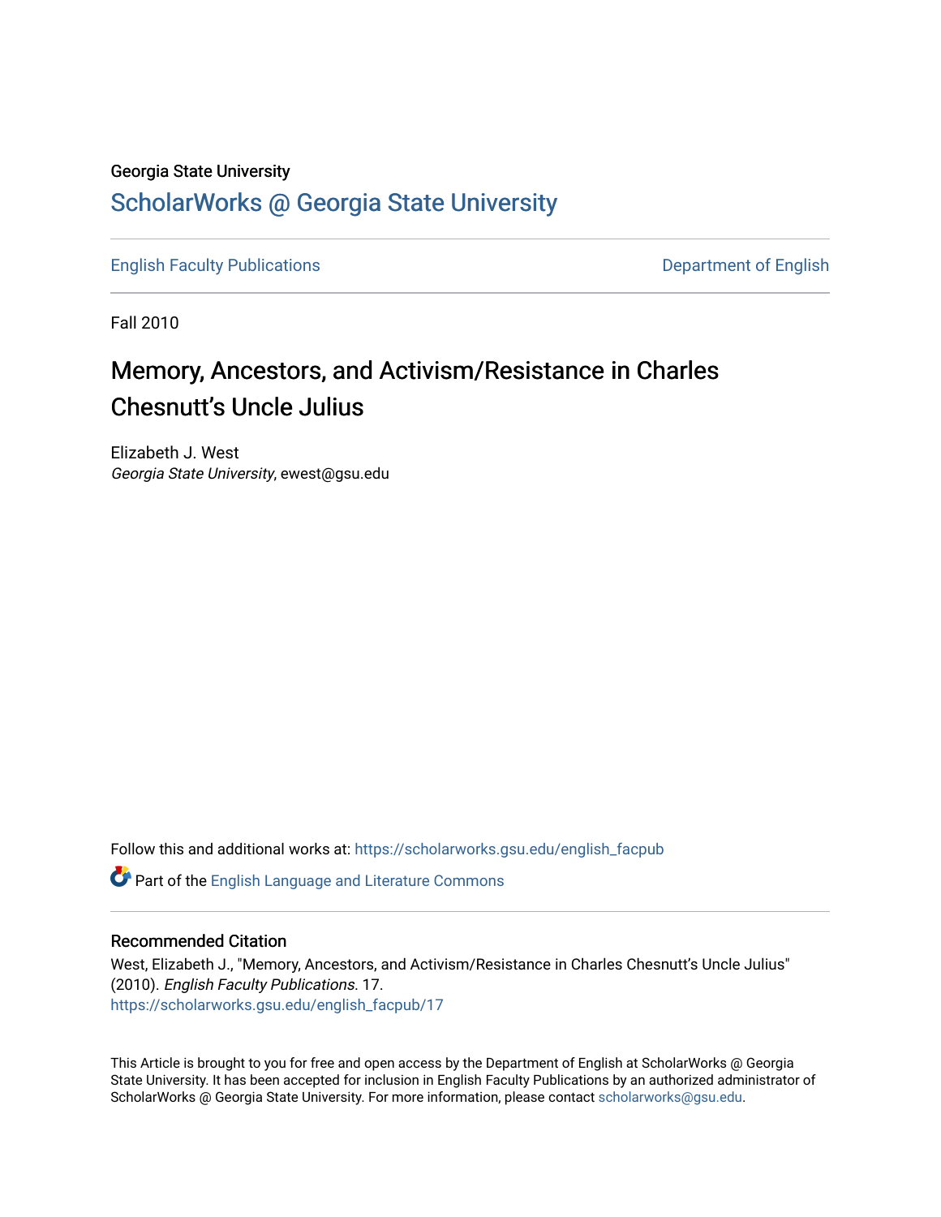Georgia State University

# ScholarWorks @ Georgia State University

English Faculty Publications | Department of English

Fall 2010

## Memory, Ancestors, and Activism/Resistance in Charles Chesnutt's Uncle Julius

Elizabeth J. West
*Georgia State University*, ewest@gsu.edu

Follow this and additional works at: https://scholarworks.gsu.edu/english_facpub

Part of the English Language and Literature Commons

### Recommended Citation

West, Elizabeth J., "Memory, Ancestors, and Activism/Resistance in Charles Chesnutt's Uncle Julius" (2010). *English Faculty Publications*. 17.
https://scholarworks.gsu.edu/english_facpub/17

This Article is brought to you for free and open access by the Department of English at ScholarWorks @ Georgia State University. It has been accepted for inclusion in English Faculty Publications by an authorized administrator of ScholarWorks @ Georgia State University. For more information, please contact scholarworks@gsu.edu.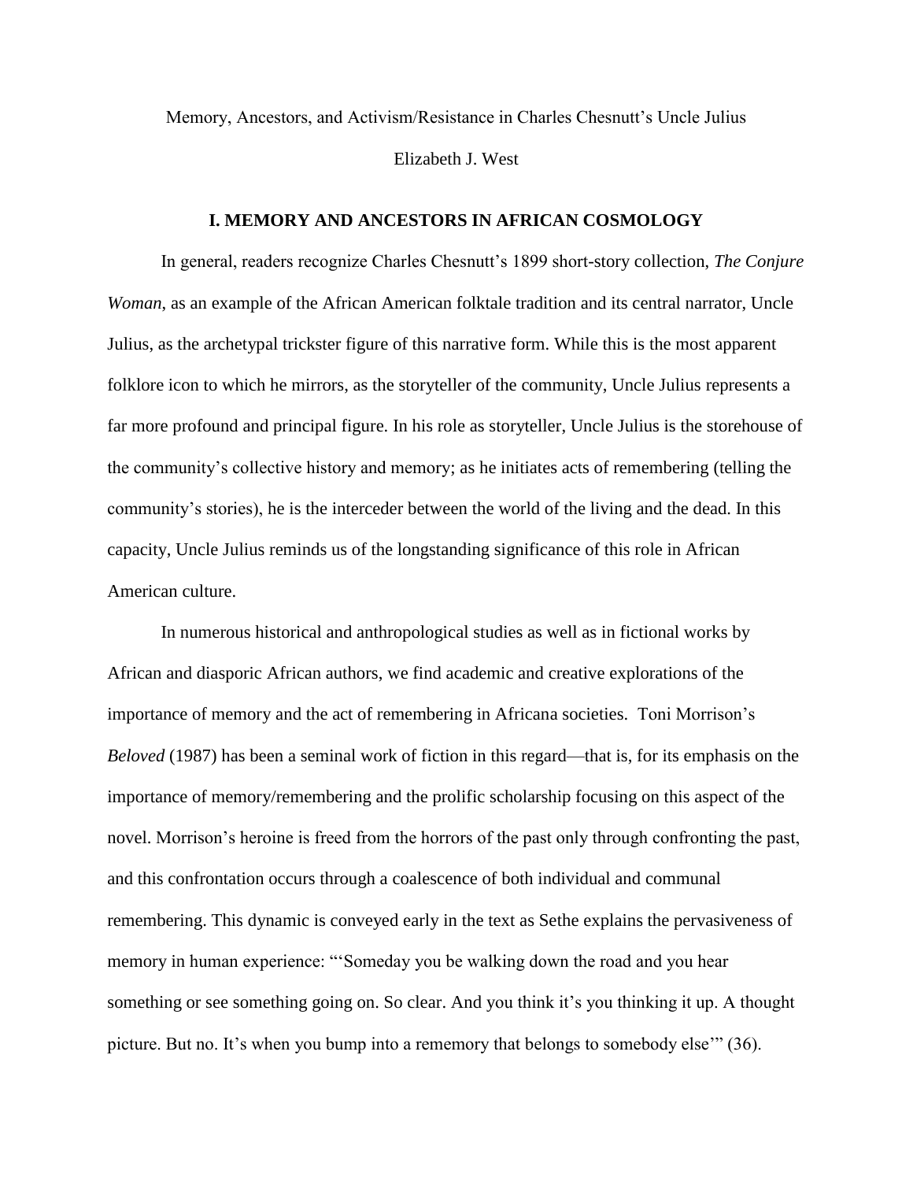Memory, Ancestors, and Activism/Resistance in Charles Chesnutt's Uncle Julius

Elizabeth J. West

## I. MEMORY AND ANCESTORS IN AFRICAN COSMOLOGY

In general, readers recognize Charles Chesnutt's 1899 short-story collection, *The Conjure Woman*, as an example of the African American folktale tradition and its central narrator, Uncle Julius, as the archetypal trickster figure of this narrative form. While this is the most apparent folklore icon to which he mirrors, as the storyteller of the community, Uncle Julius represents a far more profound and principal figure. In his role as storyteller, Uncle Julius is the storehouse of the community's collective history and memory; as he initiates acts of remembering (telling the community's stories), he is the interceder between the world of the living and the dead. In this capacity, Uncle Julius reminds us of the longstanding significance of this role in African American culture.

In numerous historical and anthropological studies as well as in fictional works by African and diasporic African authors, we find academic and creative explorations of the importance of memory and the act of remembering in Africana societies. Toni Morrison's *Beloved* (1987) has been a seminal work of fiction in this regard—that is, for its emphasis on the importance of memory/remembering and the prolific scholarship focusing on this aspect of the novel. Morrison's heroine is freed from the horrors of the past only through confronting the past, and this confrontation occurs through a coalescence of both individual and communal remembering. This dynamic is conveyed early in the text as Sethe explains the pervasiveness of memory in human experience: "'Someday you be walking down the road and you hear something or see something going on. So clear. And you think it's you thinking it up. A thought picture. But no. It's when you bump into a rememory that belongs to somebody else'" (36).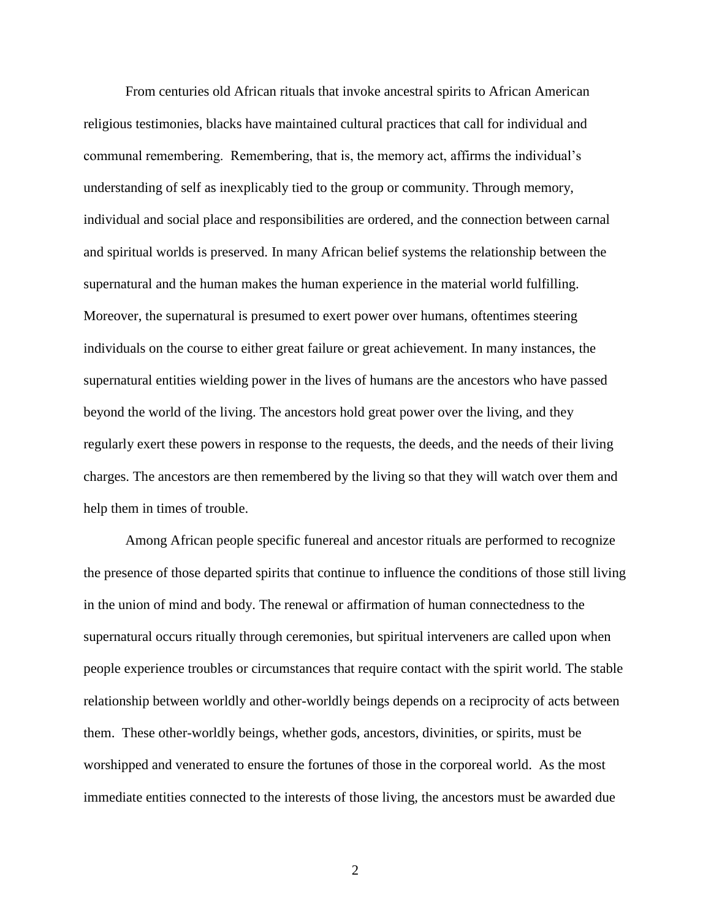From centuries old African rituals that invoke ancestral spirits to African American religious testimonies, blacks have maintained cultural practices that call for individual and communal remembering. Remembering, that is, the memory act, affirms the individual's understanding of self as inexplicably tied to the group or community. Through memory, individual and social place and responsibilities are ordered, and the connection between carnal and spiritual worlds is preserved. In many African belief systems the relationship between the supernatural and the human makes the human experience in the material world fulfilling. Moreover, the supernatural is presumed to exert power over humans, oftentimes steering individuals on the course to either great failure or great achievement. In many instances, the supernatural entities wielding power in the lives of humans are the ancestors who have passed beyond the world of the living. The ancestors hold great power over the living, and they regularly exert these powers in response to the requests, the deeds, and the needs of their living charges. The ancestors are then remembered by the living so that they will watch over them and help them in times of trouble.

Among African people specific funereal and ancestor rituals are performed to recognize the presence of those departed spirits that continue to influence the conditions of those still living in the union of mind and body. The renewal or affirmation of human connectedness to the supernatural occurs ritually through ceremonies, but spiritual interveners are called upon when people experience troubles or circumstances that require contact with the spirit world. The stable relationship between worldly and other-worldly beings depends on a reciprocity of acts between them. These other-worldly beings, whether gods, ancestors, divinities, or spirits, must be worshipped and venerated to ensure the fortunes of those in the corporeal world. As the most immediate entities connected to the interests of those living, the ancestors must be awarded due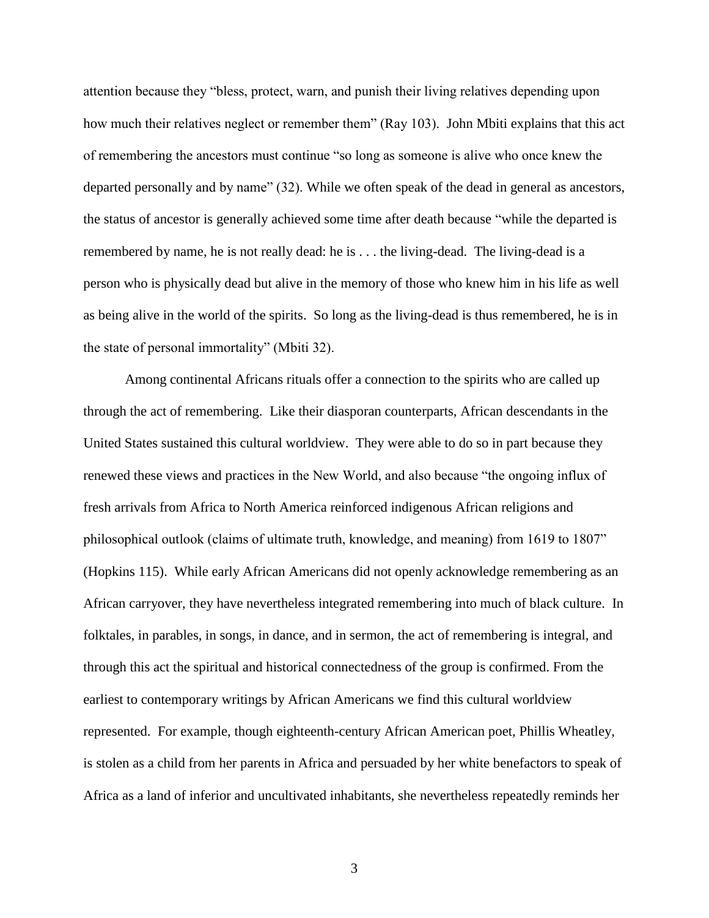attention because they "bless, protect, warn, and punish their living relatives depending upon how much their relatives neglect or remember them" (Ray 103). John Mbiti explains that this act of remembering the ancestors must continue "so long as someone is alive who once knew the departed personally and by name" (32). While we often speak of the dead in general as ancestors, the status of ancestor is generally achieved some time after death because "while the departed is remembered by name, he is not really dead: he is . . . the living-dead. The living-dead is a person who is physically dead but alive in the memory of those who knew him in his life as well as being alive in the world of the spirits. So long as the living-dead is thus remembered, he is in the state of personal immortality" (Mbiti 32).

Among continental Africans rituals offer a connection to the spirits who are called up through the act of remembering. Like their diasporan counterparts, African descendants in the United States sustained this cultural worldview. They were able to do so in part because they renewed these views and practices in the New World, and also because "the ongoing influx of fresh arrivals from Africa to North America reinforced indigenous African religions and philosophical outlook (claims of ultimate truth, knowledge, and meaning) from 1619 to 1807" (Hopkins 115). While early African Americans did not openly acknowledge remembering as an African carryover, they have nevertheless integrated remembering into much of black culture. In folktales, in parables, in songs, in dance, and in sermon, the act of remembering is integral, and through this act the spiritual and historical connectedness of the group is confirmed. From the earliest to contemporary writings by African Americans we find this cultural worldview represented. For example, though eighteenth-century African American poet, Phillis Wheatley, is stolen as a child from her parents in Africa and persuaded by her white benefactors to speak of Africa as a land of inferior and uncultivated inhabitants, she nevertheless repeatedly reminds her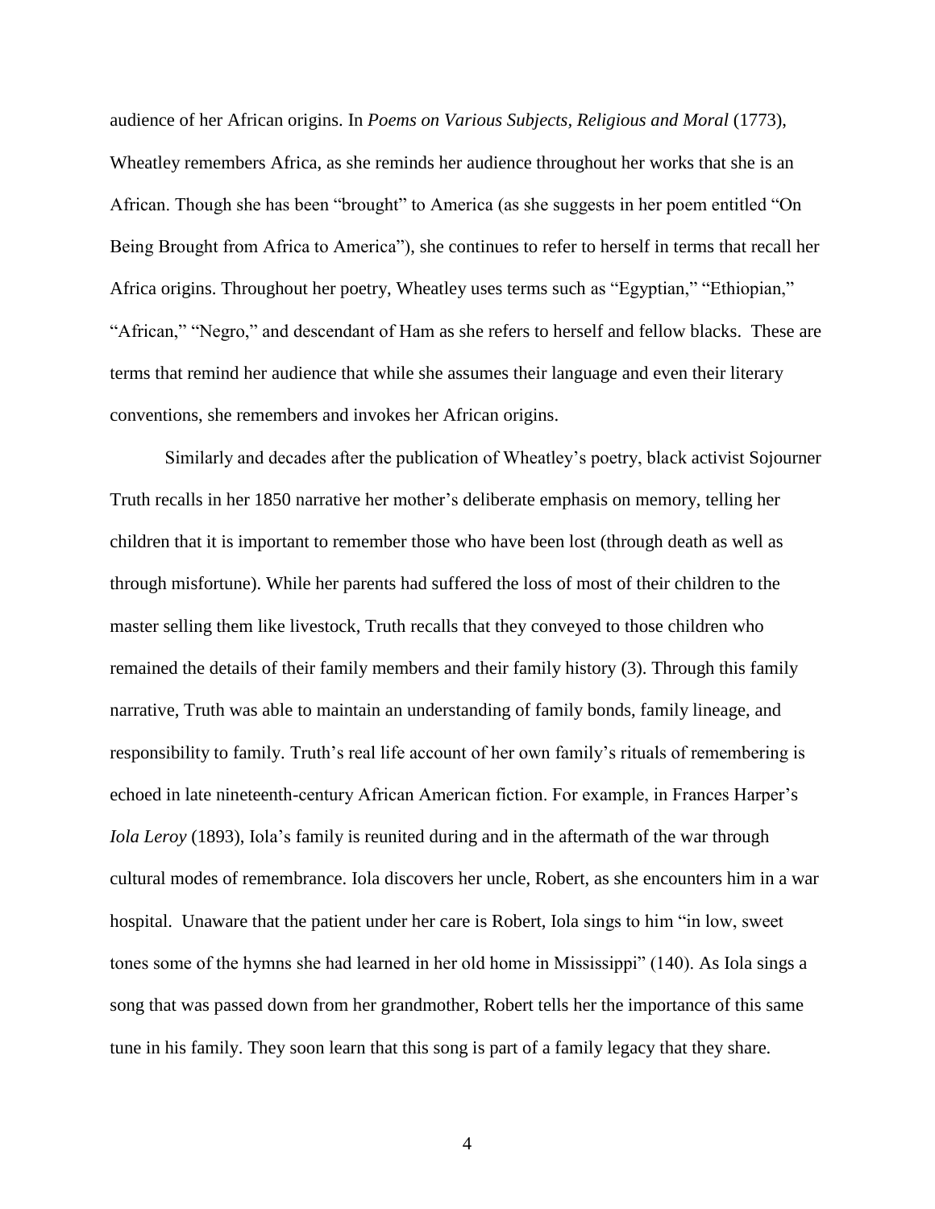audience of her African origins. In *Poems on Various Subjects, Religious and Moral* (1773), Wheatley remembers Africa, as she reminds her audience throughout her works that she is an African. Though she has been "brought" to America (as she suggests in her poem entitled "On Being Brought from Africa to America"), she continues to refer to herself in terms that recall her Africa origins. Throughout her poetry, Wheatley uses terms such as "Egyptian," "Ethiopian," "African," "Negro," and descendant of Ham as she refers to herself and fellow blacks. These are terms that remind her audience that while she assumes their language and even their literary conventions, she remembers and invokes her African origins.

Similarly and decades after the publication of Wheatley's poetry, black activist Sojourner Truth recalls in her 1850 narrative her mother's deliberate emphasis on memory, telling her children that it is important to remember those who have been lost (through death as well as through misfortune). While her parents had suffered the loss of most of their children to the master selling them like livestock, Truth recalls that they conveyed to those children who remained the details of their family members and their family history (3). Through this family narrative, Truth was able to maintain an understanding of family bonds, family lineage, and responsibility to family. Truth's real life account of her own family's rituals of remembering is echoed in late nineteenth-century African American fiction. For example, in Frances Harper's *Iola Leroy* (1893), Iola's family is reunited during and in the aftermath of the war through cultural modes of remembrance. Iola discovers her uncle, Robert, as she encounters him in a war hospital. Unaware that the patient under her care is Robert, Iola sings to him "in low, sweet tones some of the hymns she had learned in her old home in Mississippi" (140). As Iola sings a song that was passed down from her grandmother, Robert tells her the importance of this same tune in his family. They soon learn that this song is part of a family legacy that they share.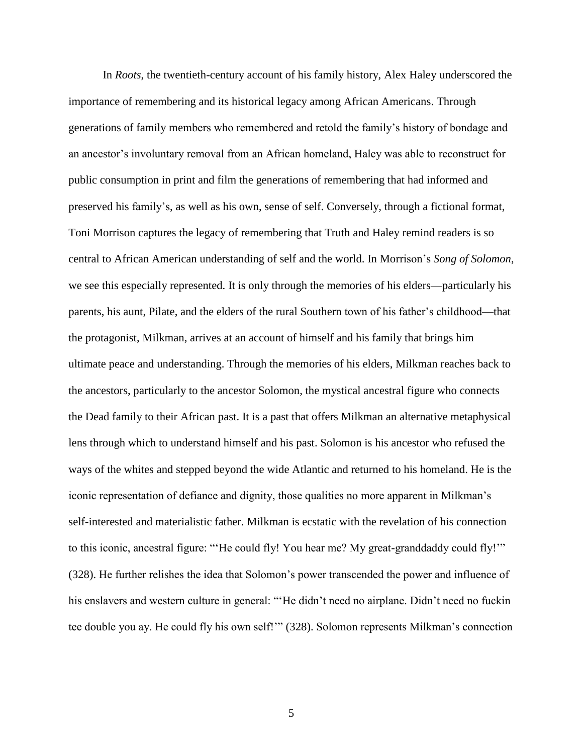In *Roots*, the twentieth-century account of his family history, Alex Haley underscored the importance of remembering and its historical legacy among African Americans. Through generations of family members who remembered and retold the family's history of bondage and an ancestor's involuntary removal from an African homeland, Haley was able to reconstruct for public consumption in print and film the generations of remembering that had informed and preserved his family's, as well as his own, sense of self. Conversely, through a fictional format, Toni Morrison captures the legacy of remembering that Truth and Haley remind readers is so central to African American understanding of self and the world. In Morrison's *Song of Solomon*, we see this especially represented. It is only through the memories of his elders—particularly his parents, his aunt, Pilate, and the elders of the rural Southern town of his father's childhood—that the protagonist, Milkman, arrives at an account of himself and his family that brings him ultimate peace and understanding. Through the memories of his elders, Milkman reaches back to the ancestors, particularly to the ancestor Solomon, the mystical ancestral figure who connects the Dead family to their African past. It is a past that offers Milkman an alternative metaphysical lens through which to understand himself and his past. Solomon is his ancestor who refused the ways of the whites and stepped beyond the wide Atlantic and returned to his homeland. He is the iconic representation of defiance and dignity, those qualities no more apparent in Milkman's self-interested and materialistic father. Milkman is ecstatic with the revelation of his connection to this iconic, ancestral figure: "'He could fly! You hear me? My great-granddaddy could fly!'" (328). He further relishes the idea that Solomon's power transcended the power and influence of his enslavers and western culture in general: "'He didn't need no airplane. Didn't need no fuckin tee double you ay. He could fly his own self!'" (328). Solomon represents Milkman's connection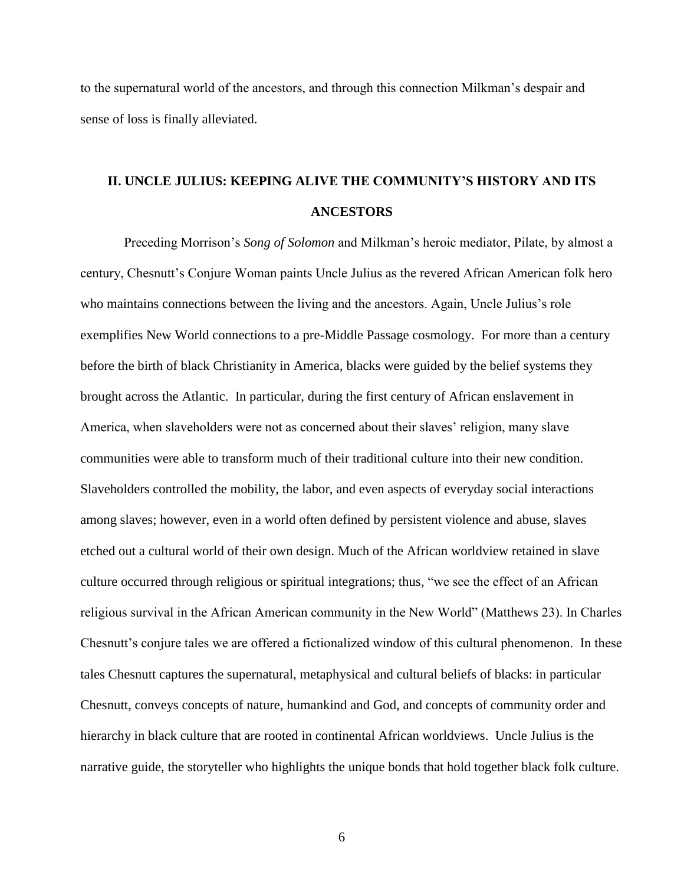to the supernatural world of the ancestors, and through this connection Milkman's despair and sense of loss is finally alleviated.

## II. UNCLE JULIUS: KEEPING ALIVE THE COMMUNITY'S HISTORY AND ITS ANCESTORS

Preceding Morrison's *Song of Solomon* and Milkman's heroic mediator, Pilate, by almost a century, Chesnutt's Conjure Woman paints Uncle Julius as the revered African American folk hero who maintains connections between the living and the ancestors. Again, Uncle Julius's role exemplifies New World connections to a pre-Middle Passage cosmology. For more than a century before the birth of black Christianity in America, blacks were guided by the belief systems they brought across the Atlantic. In particular, during the first century of African enslavement in America, when slaveholders were not as concerned about their slaves' religion, many slave communities were able to transform much of their traditional culture into their new condition. Slaveholders controlled the mobility, the labor, and even aspects of everyday social interactions among slaves; however, even in a world often defined by persistent violence and abuse, slaves etched out a cultural world of their own design. Much of the African worldview retained in slave culture occurred through religious or spiritual integrations; thus, "we see the effect of an African religious survival in the African American community in the New World" (Matthews 23). In Charles Chesnutt's conjure tales we are offered a fictionalized window of this cultural phenomenon. In these tales Chesnutt captures the supernatural, metaphysical and cultural beliefs of blacks: in particular Chesnutt, conveys concepts of nature, humankind and God, and concepts of community order and hierarchy in black culture that are rooted in continental African worldviews. Uncle Julius is the narrative guide, the storyteller who highlights the unique bonds that hold together black folk culture.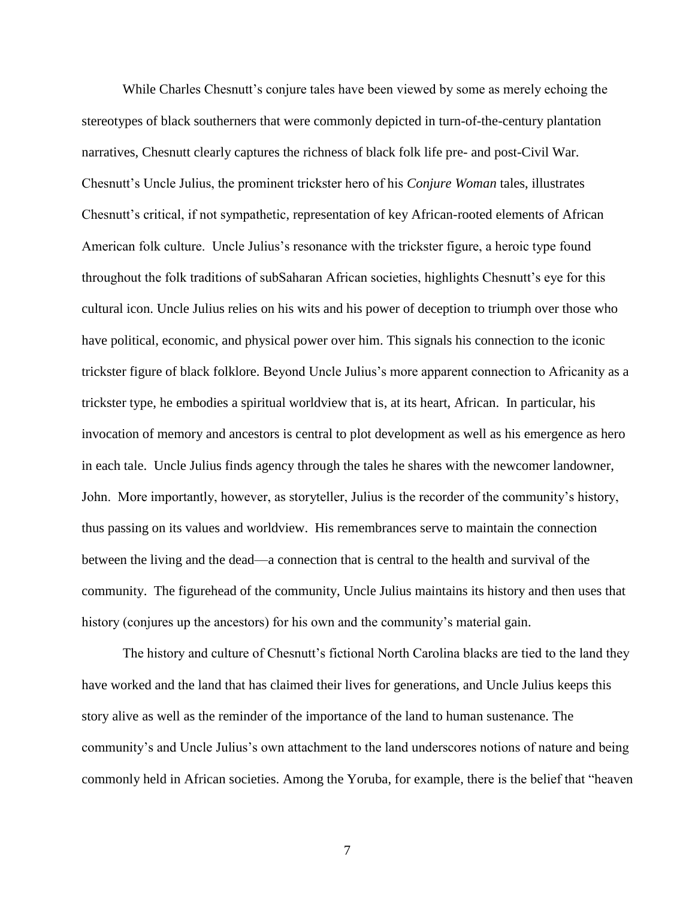While Charles Chesnutt's conjure tales have been viewed by some as merely echoing the stereotypes of black southerners that were commonly depicted in turn-of-the-century plantation narratives, Chesnutt clearly captures the richness of black folk life pre- and post-Civil War. Chesnutt's Uncle Julius, the prominent trickster hero of his *Conjure Woman* tales, illustrates Chesnutt's critical, if not sympathetic, representation of key African-rooted elements of African American folk culture. Uncle Julius's resonance with the trickster figure, a heroic type found throughout the folk traditions of subSaharan African societies, highlights Chesnutt's eye for this cultural icon. Uncle Julius relies on his wits and his power of deception to triumph over those who have political, economic, and physical power over him. This signals his connection to the iconic trickster figure of black folklore. Beyond Uncle Julius's more apparent connection to Africanity as a trickster type, he embodies a spiritual worldview that is, at its heart, African. In particular, his invocation of memory and ancestors is central to plot development as well as his emergence as hero in each tale. Uncle Julius finds agency through the tales he shares with the newcomer landowner, John. More importantly, however, as storyteller, Julius is the recorder of the community's history, thus passing on its values and worldview. His remembrances serve to maintain the connection between the living and the dead—a connection that is central to the health and survival of the community. The figurehead of the community, Uncle Julius maintains its history and then uses that history (conjures up the ancestors) for his own and the community's material gain.

The history and culture of Chesnutt's fictional North Carolina blacks are tied to the land they have worked and the land that has claimed their lives for generations, and Uncle Julius keeps this story alive as well as the reminder of the importance of the land to human sustenance. The community's and Uncle Julius's own attachment to the land underscores notions of nature and being commonly held in African societies. Among the Yoruba, for example, there is the belief that "heaven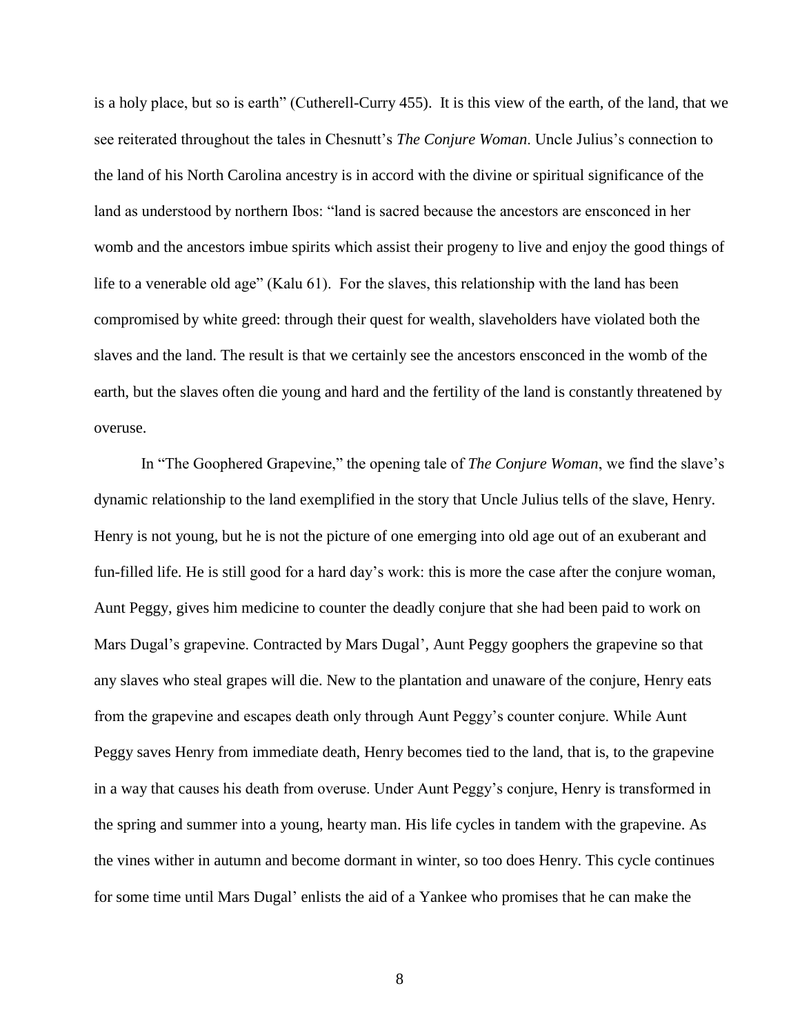is a holy place, but so is earth" (Cutherell-Curry 455). It is this view of the earth, of the land, that we see reiterated throughout the tales in Chesnutt's *The Conjure Woman*. Uncle Julius's connection to the land of his North Carolina ancestry is in accord with the divine or spiritual significance of the land as understood by northern Ibos: "land is sacred because the ancestors are ensconced in her womb and the ancestors imbue spirits which assist their progeny to live and enjoy the good things of life to a venerable old age" (Kalu 61). For the slaves, this relationship with the land has been compromised by white greed: through their quest for wealth, slaveholders have violated both the slaves and the land. The result is that we certainly see the ancestors ensconced in the womb of the earth, but the slaves often die young and hard and the fertility of the land is constantly threatened by overuse.

In "The Goophered Grapevine," the opening tale of *The Conjure Woman*, we find the slave's dynamic relationship to the land exemplified in the story that Uncle Julius tells of the slave, Henry. Henry is not young, but he is not the picture of one emerging into old age out of an exuberant and fun-filled life. He is still good for a hard day's work: this is more the case after the conjure woman, Aunt Peggy, gives him medicine to counter the deadly conjure that she had been paid to work on Mars Dugal's grapevine. Contracted by Mars Dugal', Aunt Peggy goophers the grapevine so that any slaves who steal grapes will die. New to the plantation and unaware of the conjure, Henry eats from the grapevine and escapes death only through Aunt Peggy's counter conjure. While Aunt Peggy saves Henry from immediate death, Henry becomes tied to the land, that is, to the grapevine in a way that causes his death from overuse. Under Aunt Peggy's conjure, Henry is transformed in the spring and summer into a young, hearty man. His life cycles in tandem with the grapevine. As the vines wither in autumn and become dormant in winter, so too does Henry. This cycle continues for some time until Mars Dugal' enlists the aid of a Yankee who promises that he can make the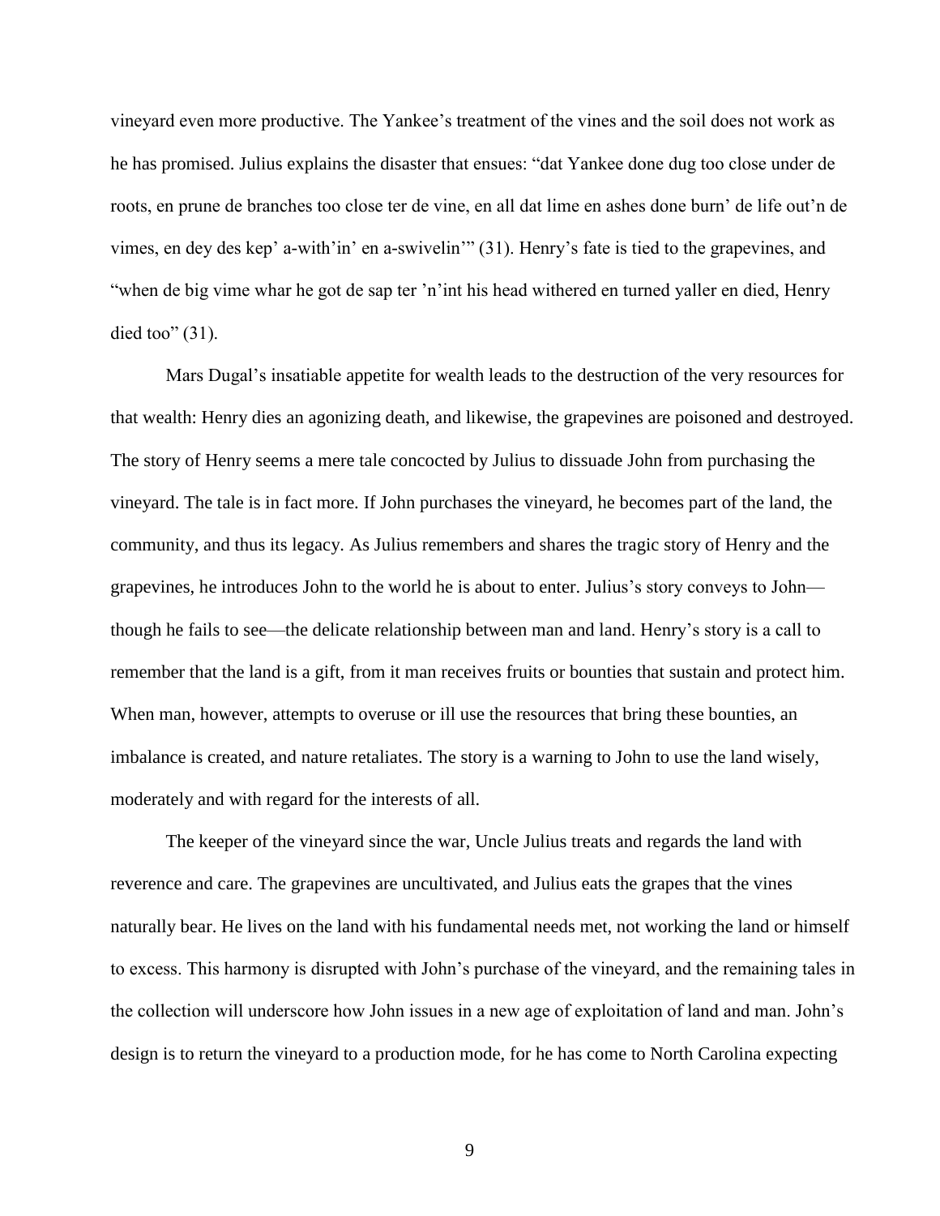vineyard even more productive. The Yankee's treatment of the vines and the soil does not work as he has promised. Julius explains the disaster that ensues: "dat Yankee done dug too close under de roots, en prune de branches too close ter de vine, en all dat lime en ashes done burn' de life out'n de vimes, en dey des kep' a-with'in' en a-swivelin'" (31). Henry's fate is tied to the grapevines, and "when de big vime whar he got de sap ter 'n'int his head withered en turned yaller en died, Henry died too" (31).

Mars Dugal's insatiable appetite for wealth leads to the destruction of the very resources for that wealth: Henry dies an agonizing death, and likewise, the grapevines are poisoned and destroyed. The story of Henry seems a mere tale concocted by Julius to dissuade John from purchasing the vineyard. The tale is in fact more. If John purchases the vineyard, he becomes part of the land, the community, and thus its legacy. As Julius remembers and shares the tragic story of Henry and the grapevines, he introduces John to the world he is about to enter. Julius's story conveys to John—though he fails to see—the delicate relationship between man and land. Henry's story is a call to remember that the land is a gift, from it man receives fruits or bounties that sustain and protect him. When man, however, attempts to overuse or ill use the resources that bring these bounties, an imbalance is created, and nature retaliates. The story is a warning to John to use the land wisely, moderately and with regard for the interests of all.

The keeper of the vineyard since the war, Uncle Julius treats and regards the land with reverence and care. The grapevines are uncultivated, and Julius eats the grapes that the vines naturally bear. He lives on the land with his fundamental needs met, not working the land or himself to excess. This harmony is disrupted with John's purchase of the vineyard, and the remaining tales in the collection will underscore how John issues in a new age of exploitation of land and man. John's design is to return the vineyard to a production mode, for he has come to North Carolina expecting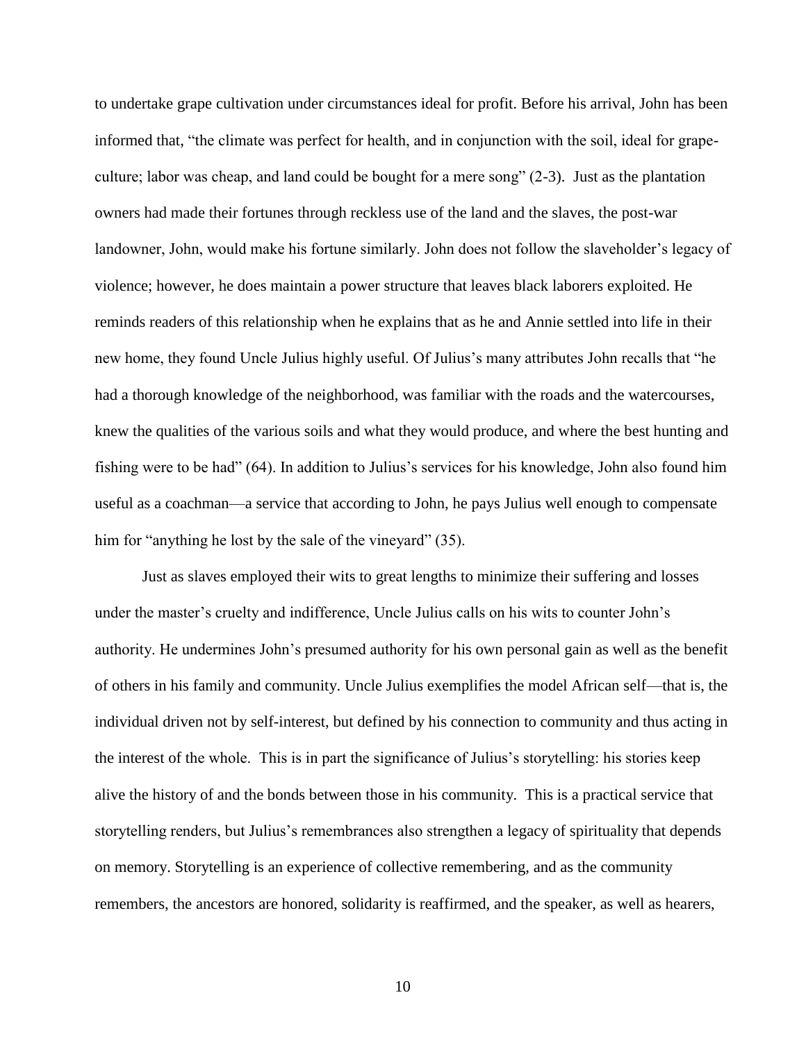to undertake grape cultivation under circumstances ideal for profit. Before his arrival, John has been informed that, "the climate was perfect for health, and in conjunction with the soil, ideal for grape-culture; labor was cheap, and land could be bought for a mere song" (2-3). Just as the plantation owners had made their fortunes through reckless use of the land and the slaves, the post-war landowner, John, would make his fortune similarly. John does not follow the slaveholder's legacy of violence; however, he does maintain a power structure that leaves black laborers exploited. He reminds readers of this relationship when he explains that as he and Annie settled into life in their new home, they found Uncle Julius highly useful. Of Julius's many attributes John recalls that "he had a thorough knowledge of the neighborhood, was familiar with the roads and the watercourses, knew the qualities of the various soils and what they would produce, and where the best hunting and fishing were to be had" (64). In addition to Julius's services for his knowledge, John also found him useful as a coachman—a service that according to John, he pays Julius well enough to compensate him for "anything he lost by the sale of the vineyard" (35).

Just as slaves employed their wits to great lengths to minimize their suffering and losses under the master's cruelty and indifference, Uncle Julius calls on his wits to counter John's authority. He undermines John's presumed authority for his own personal gain as well as the benefit of others in his family and community. Uncle Julius exemplifies the model African self—that is, the individual driven not by self-interest, but defined by his connection to community and thus acting in the interest of the whole. This is in part the significance of Julius's storytelling: his stories keep alive the history of and the bonds between those in his community. This is a practical service that storytelling renders, but Julius's remembrances also strengthen a legacy of spirituality that depends on memory. Storytelling is an experience of collective remembering, and as the community remembers, the ancestors are honored, solidarity is reaffirmed, and the speaker, as well as hearers,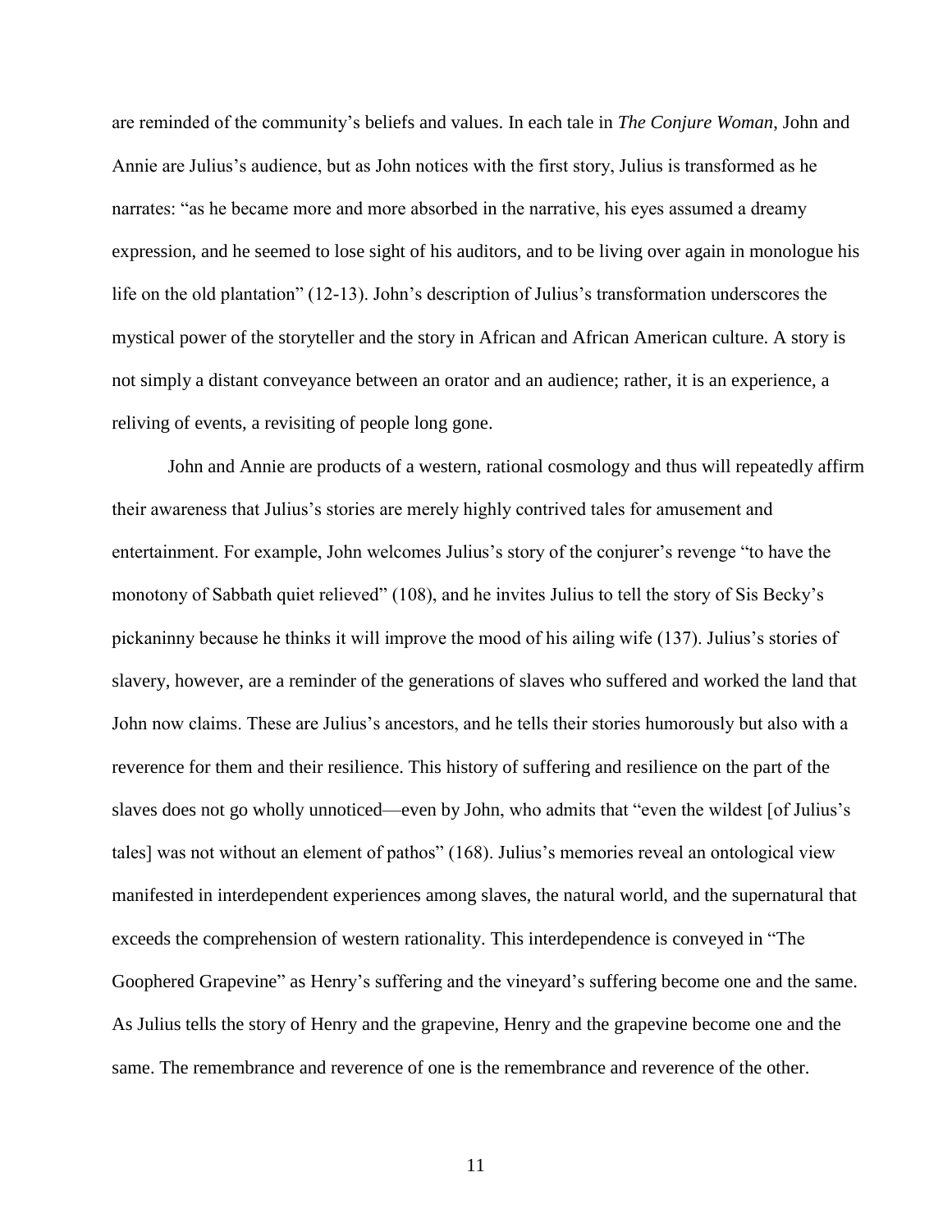are reminded of the community's beliefs and values. In each tale in *The Conjure Woman*, John and Annie are Julius's audience, but as John notices with the first story, Julius is transformed as he narrates: "as he became more and more absorbed in the narrative, his eyes assumed a dreamy expression, and he seemed to lose sight of his auditors, and to be living over again in monologue his life on the old plantation" (12-13). John's description of Julius's transformation underscores the mystical power of the storyteller and the story in African and African American culture. A story is not simply a distant conveyance between an orator and an audience; rather, it is an experience, a reliving of events, a revisiting of people long gone.

John and Annie are products of a western, rational cosmology and thus will repeatedly affirm their awareness that Julius's stories are merely highly contrived tales for amusement and entertainment. For example, John welcomes Julius's story of the conjurer's revenge "to have the monotony of Sabbath quiet relieved" (108), and he invites Julius to tell the story of Sis Becky's pickaninny because he thinks it will improve the mood of his ailing wife (137). Julius's stories of slavery, however, are a reminder of the generations of slaves who suffered and worked the land that John now claims. These are Julius's ancestors, and he tells their stories humorously but also with a reverence for them and their resilience. This history of suffering and resilience on the part of the slaves does not go wholly unnoticed—even by John, who admits that "even the wildest [of Julius's tales] was not without an element of pathos" (168). Julius's memories reveal an ontological view manifested in interdependent experiences among slaves, the natural world, and the supernatural that exceeds the comprehension of western rationality. This interdependence is conveyed in "The Goophered Grapevine" as Henry's suffering and the vineyard's suffering become one and the same. As Julius tells the story of Henry and the grapevine, Henry and the grapevine become one and the same. The remembrance and reverence of one is the remembrance and reverence of the other.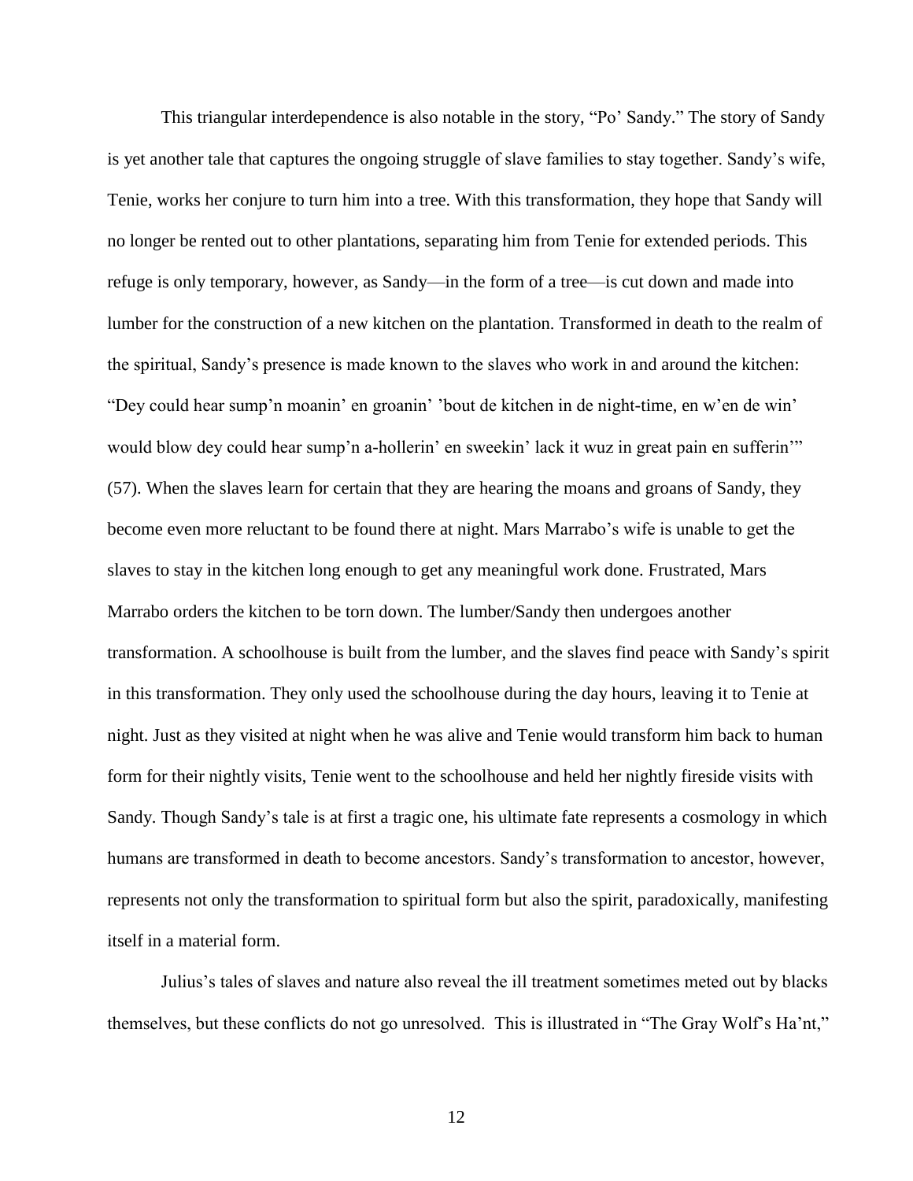This triangular interdependence is also notable in the story, "Po' Sandy." The story of Sandy is yet another tale that captures the ongoing struggle of slave families to stay together. Sandy's wife, Tenie, works her conjure to turn him into a tree. With this transformation, they hope that Sandy will no longer be rented out to other plantations, separating him from Tenie for extended periods. This refuge is only temporary, however, as Sandy—in the form of a tree—is cut down and made into lumber for the construction of a new kitchen on the plantation. Transformed in death to the realm of the spiritual, Sandy's presence is made known to the slaves who work in and around the kitchen: "Dey could hear sump'n moanin' en groanin' 'bout de kitchen in de night-time, en w'en de win' would blow dey could hear sump'n a-hollerin' en sweekin' lack it wuz in great pain en sufferin'" (57). When the slaves learn for certain that they are hearing the moans and groans of Sandy, they become even more reluctant to be found there at night. Mars Marrabo's wife is unable to get the slaves to stay in the kitchen long enough to get any meaningful work done. Frustrated, Mars Marrabo orders the kitchen to be torn down. The lumber/Sandy then undergoes another transformation. A schoolhouse is built from the lumber, and the slaves find peace with Sandy's spirit in this transformation. They only used the schoolhouse during the day hours, leaving it to Tenie at night. Just as they visited at night when he was alive and Tenie would transform him back to human form for their nightly visits, Tenie went to the schoolhouse and held her nightly fireside visits with Sandy. Though Sandy's tale is at first a tragic one, his ultimate fate represents a cosmology in which humans are transformed in death to become ancestors. Sandy's transformation to ancestor, however, represents not only the transformation to spiritual form but also the spirit, paradoxically, manifesting itself in a material form.

Julius's tales of slaves and nature also reveal the ill treatment sometimes meted out by blacks themselves, but these conflicts do not go unresolved. This is illustrated in "The Gray Wolf's Ha'nt,"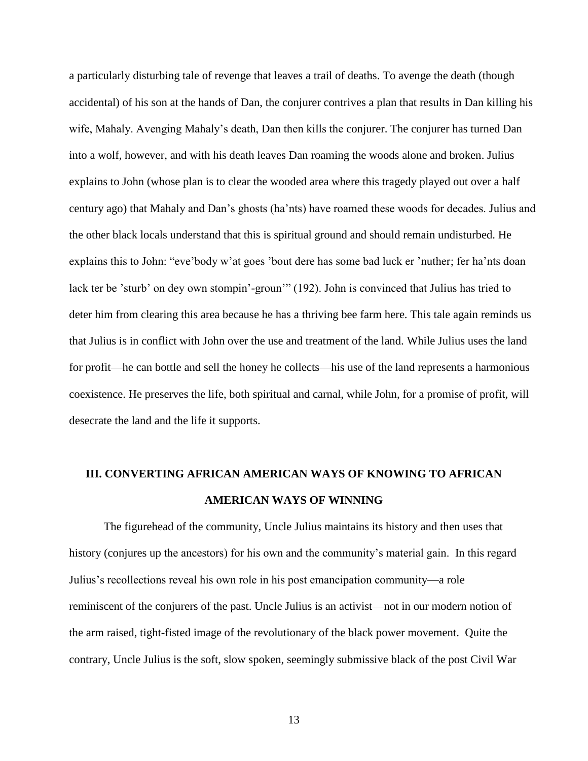a particularly disturbing tale of revenge that leaves a trail of deaths. To avenge the death (though accidental) of his son at the hands of Dan, the conjurer contrives a plan that results in Dan killing his wife, Mahaly. Avenging Mahaly's death, Dan then kills the conjurer. The conjurer has turned Dan into a wolf, however, and with his death leaves Dan roaming the woods alone and broken. Julius explains to John (whose plan is to clear the wooded area where this tragedy played out over a half century ago) that Mahaly and Dan's ghosts (ha'nts) have roamed these woods for decades. Julius and the other black locals understand that this is spiritual ground and should remain undisturbed. He explains this to John: "eve'body w'at goes 'bout dere has some bad luck er 'nuther; fer ha'nts doan lack ter be 'sturb' on dey own stompin'-groun'" (192). John is convinced that Julius has tried to deter him from clearing this area because he has a thriving bee farm here. This tale again reminds us that Julius is in conflict with John over the use and treatment of the land. While Julius uses the land for profit—he can bottle and sell the honey he collects—his use of the land represents a harmonious coexistence. He preserves the life, both spiritual and carnal, while John, for a promise of profit, will desecrate the land and the life it supports.

## III. CONVERTING AFRICAN AMERICAN WAYS OF KNOWING TO AFRICAN AMERICAN WAYS OF WINNING

The figurehead of the community, Uncle Julius maintains its history and then uses that history (conjures up the ancestors) for his own and the community's material gain. In this regard Julius's recollections reveal his own role in his post emancipation community—a role reminiscent of the conjurers of the past. Uncle Julius is an activist—not in our modern notion of the arm raised, tight-fisted image of the revolutionary of the black power movement. Quite the contrary, Uncle Julius is the soft, slow spoken, seemingly submissive black of the post Civil War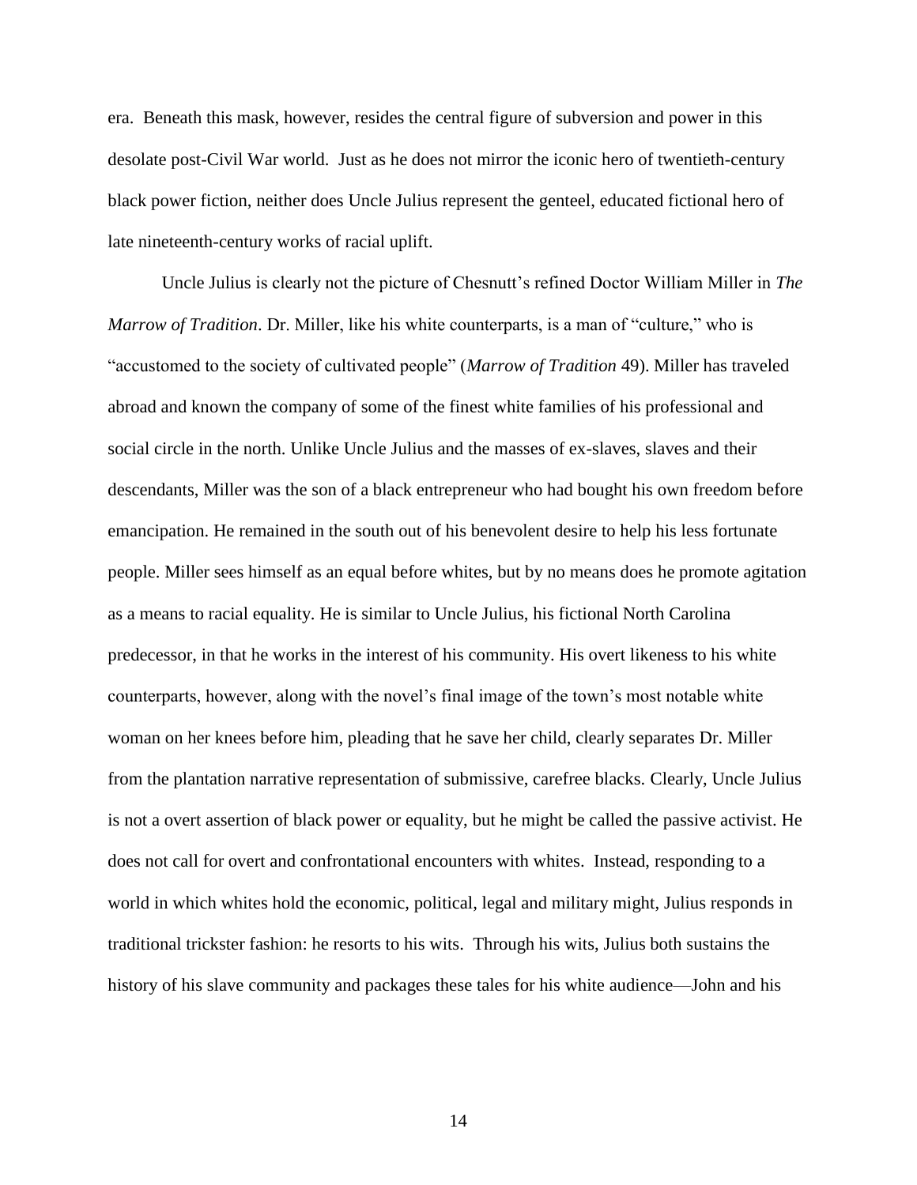era. Beneath this mask, however, resides the central figure of subversion and power in this desolate post-Civil War world. Just as he does not mirror the iconic hero of twentieth-century black power fiction, neither does Uncle Julius represent the genteel, educated fictional hero of late nineteenth-century works of racial uplift.

Uncle Julius is clearly not the picture of Chesnutt's refined Doctor William Miller in *The Marrow of Tradition*. Dr. Miller, like his white counterparts, is a man of "culture," who is "accustomed to the society of cultivated people" (*Marrow of Tradition* 49). Miller has traveled abroad and known the company of some of the finest white families of his professional and social circle in the north. Unlike Uncle Julius and the masses of ex-slaves, slaves and their descendants, Miller was the son of a black entrepreneur who had bought his own freedom before emancipation. He remained in the south out of his benevolent desire to help his less fortunate people. Miller sees himself as an equal before whites, but by no means does he promote agitation as a means to racial equality. He is similar to Uncle Julius, his fictional North Carolina predecessor, in that he works in the interest of his community. His overt likeness to his white counterparts, however, along with the novel's final image of the town's most notable white woman on her knees before him, pleading that he save her child, clearly separates Dr. Miller from the plantation narrative representation of submissive, carefree blacks. Clearly, Uncle Julius is not a overt assertion of black power or equality, but he might be called the passive activist. He does not call for overt and confrontational encounters with whites. Instead, responding to a world in which whites hold the economic, political, legal and military might, Julius responds in traditional trickster fashion: he resorts to his wits. Through his wits, Julius both sustains the history of his slave community and packages these tales for his white audience—John and his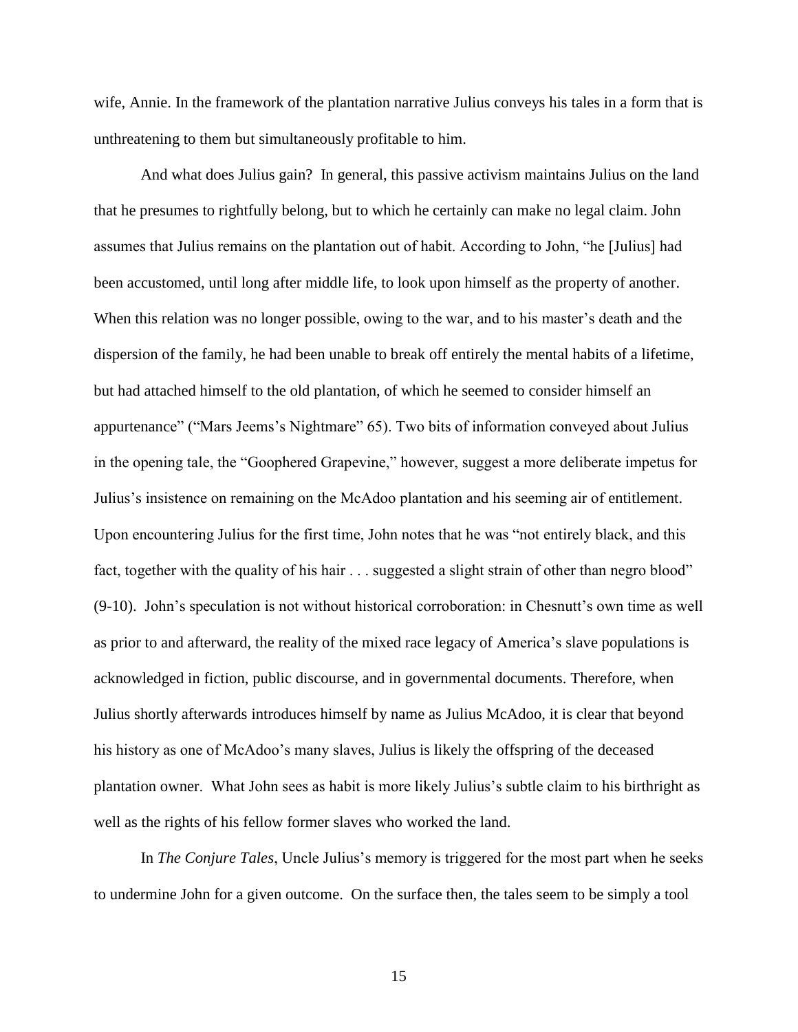wife, Annie. In the framework of the plantation narrative Julius conveys his tales in a form that is unthreatening to them but simultaneously profitable to him.

And what does Julius gain? In general, this passive activism maintains Julius on the land that he presumes to rightfully belong, but to which he certainly can make no legal claim. John assumes that Julius remains on the plantation out of habit. According to John, "he [Julius] had been accustomed, until long after middle life, to look upon himself as the property of another. When this relation was no longer possible, owing to the war, and to his master's death and the dispersion of the family, he had been unable to break off entirely the mental habits of a lifetime, but had attached himself to the old plantation, of which he seemed to consider himself an appurtenance" ("Mars Jeems's Nightmare" 65). Two bits of information conveyed about Julius in the opening tale, the "Goophered Grapevine," however, suggest a more deliberate impetus for Julius's insistence on remaining on the McAdoo plantation and his seeming air of entitlement. Upon encountering Julius for the first time, John notes that he was "not entirely black, and this fact, together with the quality of his hair . . . suggested a slight strain of other than negro blood" (9-10). John's speculation is not without historical corroboration: in Chesnutt's own time as well as prior to and afterward, the reality of the mixed race legacy of America's slave populations is acknowledged in fiction, public discourse, and in governmental documents. Therefore, when Julius shortly afterwards introduces himself by name as Julius McAdoo, it is clear that beyond his history as one of McAdoo's many slaves, Julius is likely the offspring of the deceased plantation owner. What John sees as habit is more likely Julius's subtle claim to his birthright as well as the rights of his fellow former slaves who worked the land.

In *The Conjure Tales*, Uncle Julius's memory is triggered for the most part when he seeks to undermine John for a given outcome. On the surface then, the tales seem to be simply a tool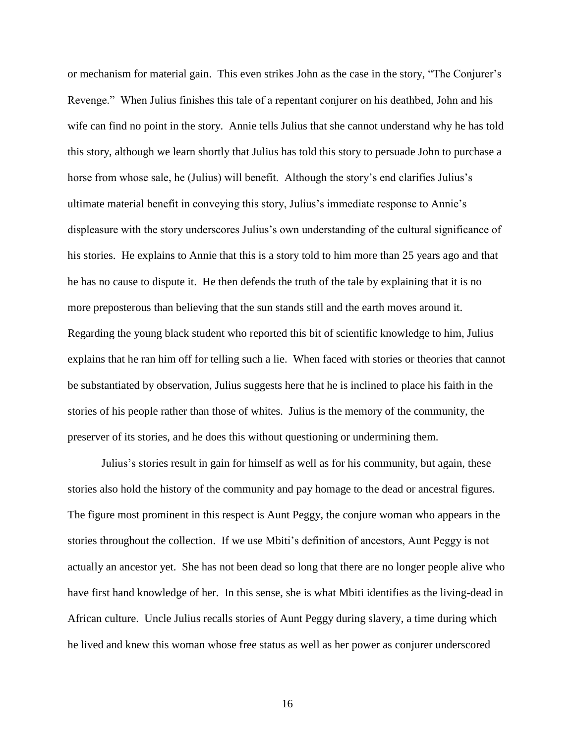or mechanism for material gain. This even strikes John as the case in the story, "The Conjurer's Revenge." When Julius finishes this tale of a repentant conjurer on his deathbed, John and his wife can find no point in the story. Annie tells Julius that she cannot understand why he has told this story, although we learn shortly that Julius has told this story to persuade John to purchase a horse from whose sale, he (Julius) will benefit. Although the story's end clarifies Julius's ultimate material benefit in conveying this story, Julius's immediate response to Annie's displeasure with the story underscores Julius's own understanding of the cultural significance of his stories. He explains to Annie that this is a story told to him more than 25 years ago and that he has no cause to dispute it. He then defends the truth of the tale by explaining that it is no more preposterous than believing that the sun stands still and the earth moves around it. Regarding the young black student who reported this bit of scientific knowledge to him, Julius explains that he ran him off for telling such a lie. When faced with stories or theories that cannot be substantiated by observation, Julius suggests here that he is inclined to place his faith in the stories of his people rather than those of whites. Julius is the memory of the community, the preserver of its stories, and he does this without questioning or undermining them.

Julius's stories result in gain for himself as well as for his community, but again, these stories also hold the history of the community and pay homage to the dead or ancestral figures. The figure most prominent in this respect is Aunt Peggy, the conjure woman who appears in the stories throughout the collection. If we use Mbiti's definition of ancestors, Aunt Peggy is not actually an ancestor yet. She has not been dead so long that there are no longer people alive who have first hand knowledge of her. In this sense, she is what Mbiti identifies as the living-dead in African culture. Uncle Julius recalls stories of Aunt Peggy during slavery, a time during which he lived and knew this woman whose free status as well as her power as conjurer underscored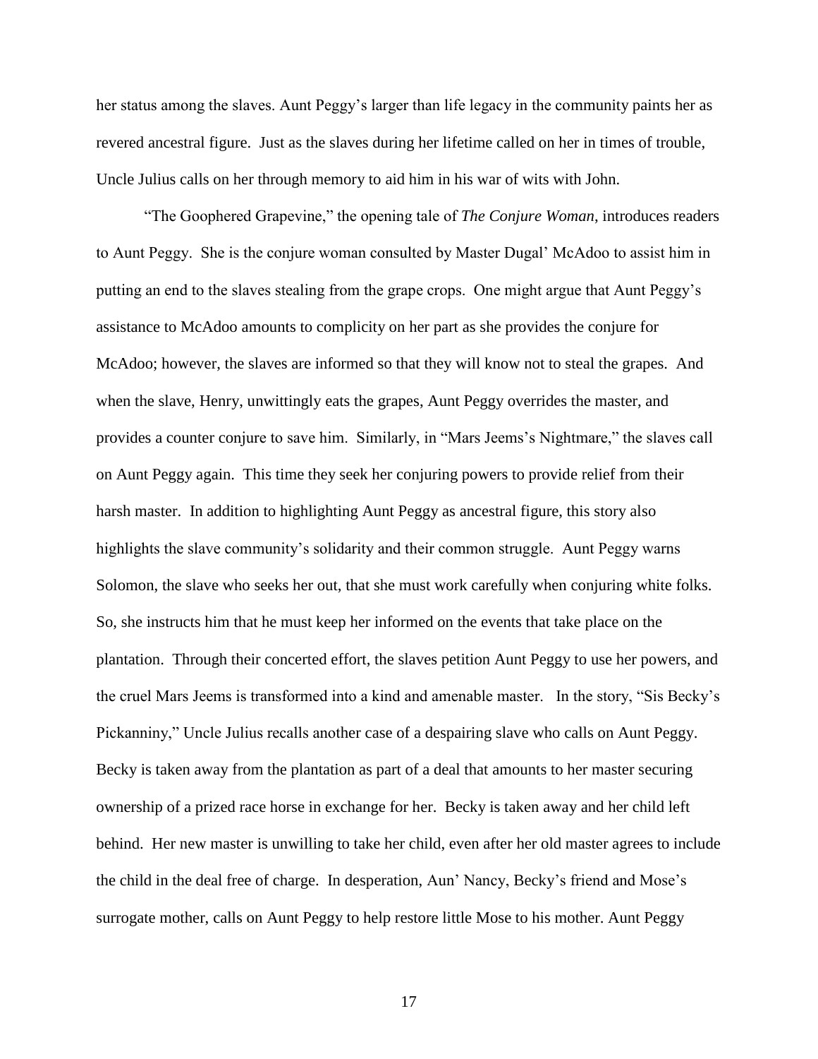her status among the slaves. Aunt Peggy's larger than life legacy in the community paints her as revered ancestral figure. Just as the slaves during her lifetime called on her in times of trouble, Uncle Julius calls on her through memory to aid him in his war of wits with John.

"The Goophered Grapevine," the opening tale of *The Conjure Woman*, introduces readers to Aunt Peggy. She is the conjure woman consulted by Master Dugal' McAdoo to assist him in putting an end to the slaves stealing from the grape crops. One might argue that Aunt Peggy's assistance to McAdoo amounts to complicity on her part as she provides the conjure for McAdoo; however, the slaves are informed so that they will know not to steal the grapes. And when the slave, Henry, unwittingly eats the grapes, Aunt Peggy overrides the master, and provides a counter conjure to save him. Similarly, in "Mars Jeems's Nightmare," the slaves call on Aunt Peggy again. This time they seek her conjuring powers to provide relief from their harsh master. In addition to highlighting Aunt Peggy as ancestral figure, this story also highlights the slave community's solidarity and their common struggle. Aunt Peggy warns Solomon, the slave who seeks her out, that she must work carefully when conjuring white folks. So, she instructs him that he must keep her informed on the events that take place on the plantation. Through their concerted effort, the slaves petition Aunt Peggy to use her powers, and the cruel Mars Jeems is transformed into a kind and amenable master. In the story, "Sis Becky's Pickanniny," Uncle Julius recalls another case of a despairing slave who calls on Aunt Peggy. Becky is taken away from the plantation as part of a deal that amounts to her master securing ownership of a prized race horse in exchange for her. Becky is taken away and her child left behind. Her new master is unwilling to take her child, even after her old master agrees to include the child in the deal free of charge. In desperation, Aun' Nancy, Becky's friend and Mose's surrogate mother, calls on Aunt Peggy to help restore little Mose to his mother. Aunt Peggy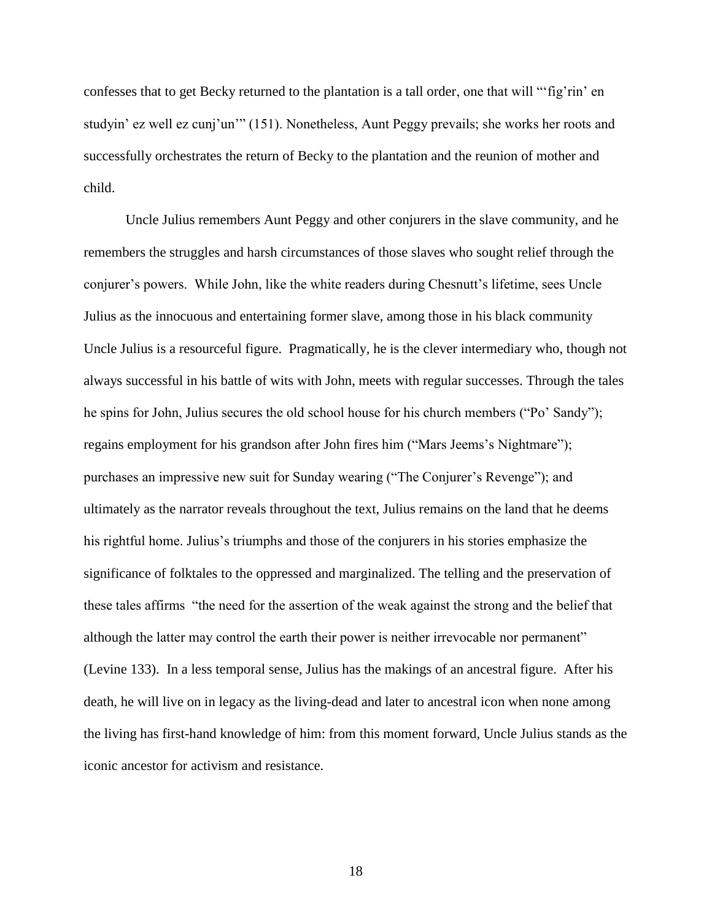confesses that to get Becky returned to the plantation is a tall order, one that will "'fig'rin' en studyin' ez well ez cunj'un'" (151). Nonetheless, Aunt Peggy prevails; she works her roots and successfully orchestrates the return of Becky to the plantation and the reunion of mother and child.

Uncle Julius remembers Aunt Peggy and other conjurers in the slave community, and he remembers the struggles and harsh circumstances of those slaves who sought relief through the conjurer's powers. While John, like the white readers during Chesnutt's lifetime, sees Uncle Julius as the innocuous and entertaining former slave, among those in his black community Uncle Julius is a resourceful figure. Pragmatically, he is the clever intermediary who, though not always successful in his battle of wits with John, meets with regular successes. Through the tales he spins for John, Julius secures the old school house for his church members ("Po' Sandy"); regains employment for his grandson after John fires him ("Mars Jeems's Nightmare"); purchases an impressive new suit for Sunday wearing ("The Conjurer's Revenge"); and ultimately as the narrator reveals throughout the text, Julius remains on the land that he deems his rightful home. Julius's triumphs and those of the conjurers in his stories emphasize the significance of folktales to the oppressed and marginalized. The telling and the preservation of these tales affirms "the need for the assertion of the weak against the strong and the belief that although the latter may control the earth their power is neither irrevocable nor permanent" (Levine 133). In a less temporal sense, Julius has the makings of an ancestral figure. After his death, he will live on in legacy as the living-dead and later to ancestral icon when none among the living has first-hand knowledge of him: from this moment forward, Uncle Julius stands as the iconic ancestor for activism and resistance.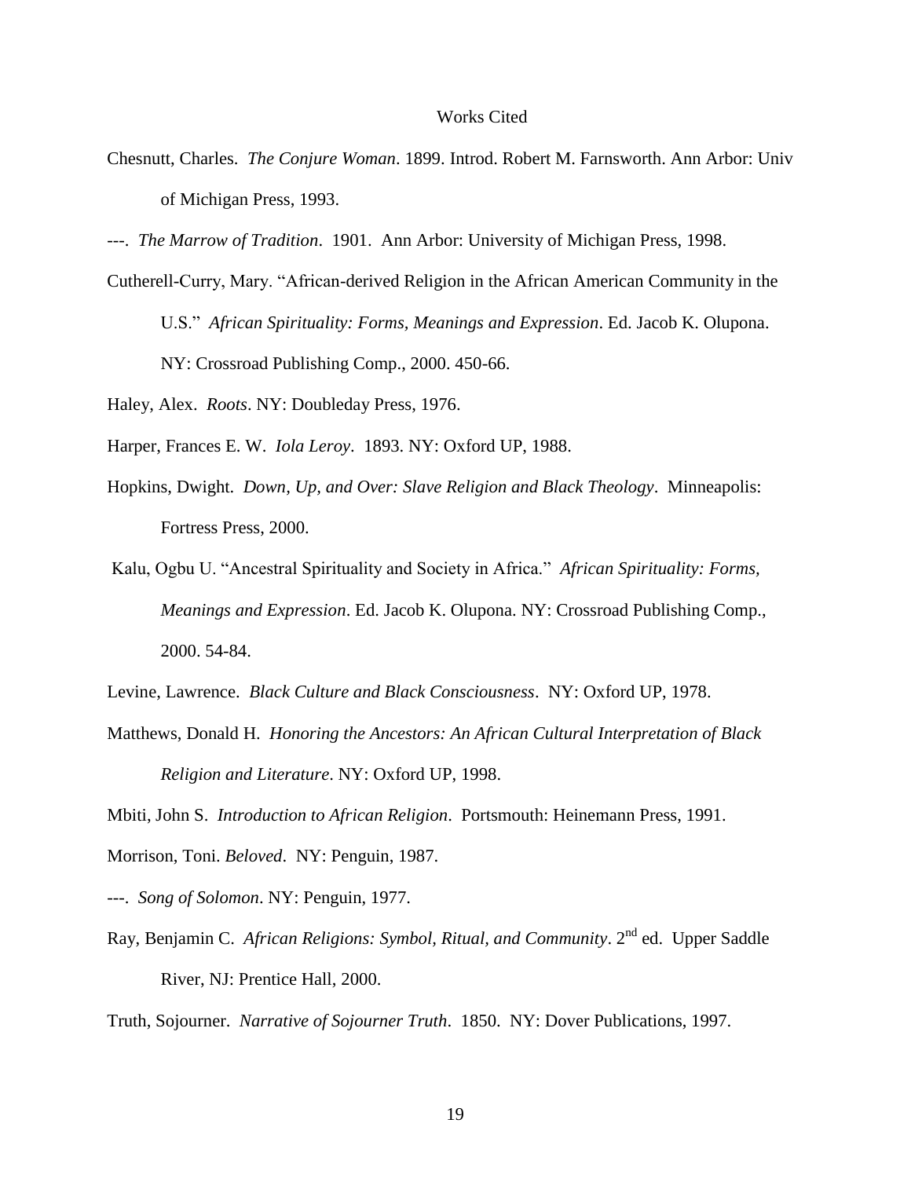# Works Cited

Chesnutt, Charles. *The Conjure Woman*. 1899. Introd. Robert M. Farnsworth. Ann Arbor: Univ of Michigan Press, 1993.

---. *The Marrow of Tradition*. 1901. Ann Arbor: University of Michigan Press, 1998.

Cutherell-Curry, Mary. "African-derived Religion in the African American Community in the U.S." *African Spirituality: Forms, Meanings and Expression*. Ed. Jacob K. Olupona. NY: Crossroad Publishing Comp., 2000. 450-66.

Haley, Alex. *Roots*. NY: Doubleday Press, 1976.

Harper, Frances E. W. *Iola Leroy*. 1893. NY: Oxford UP, 1988.

Hopkins, Dwight. *Down, Up, and Over: Slave Religion and Black Theology*. Minneapolis: Fortress Press, 2000.

Kalu, Ogbu U. "Ancestral Spirituality and Society in Africa." *African Spirituality: Forms, Meanings and Expression*. Ed. Jacob K. Olupona. NY: Crossroad Publishing Comp., 2000. 54-84.

Levine, Lawrence. *Black Culture and Black Consciousness*. NY: Oxford UP, 1978.

Matthews, Donald H. *Honoring the Ancestors: An African Cultural Interpretation of Black Religion and Literature*. NY: Oxford UP, 1998.

Mbiti, John S. *Introduction to African Religion*. Portsmouth: Heinemann Press, 1991.

Morrison, Toni. *Beloved*. NY: Penguin, 1987.

---. *Song of Solomon*. NY: Penguin, 1977.

Ray, Benjamin C. *African Religions: Symbol, Ritual, and Community*. 2nd ed. Upper Saddle River, NJ: Prentice Hall, 2000.

Truth, Sojourner. *Narrative of Sojourner Truth*. 1850. NY: Dover Publications, 1997.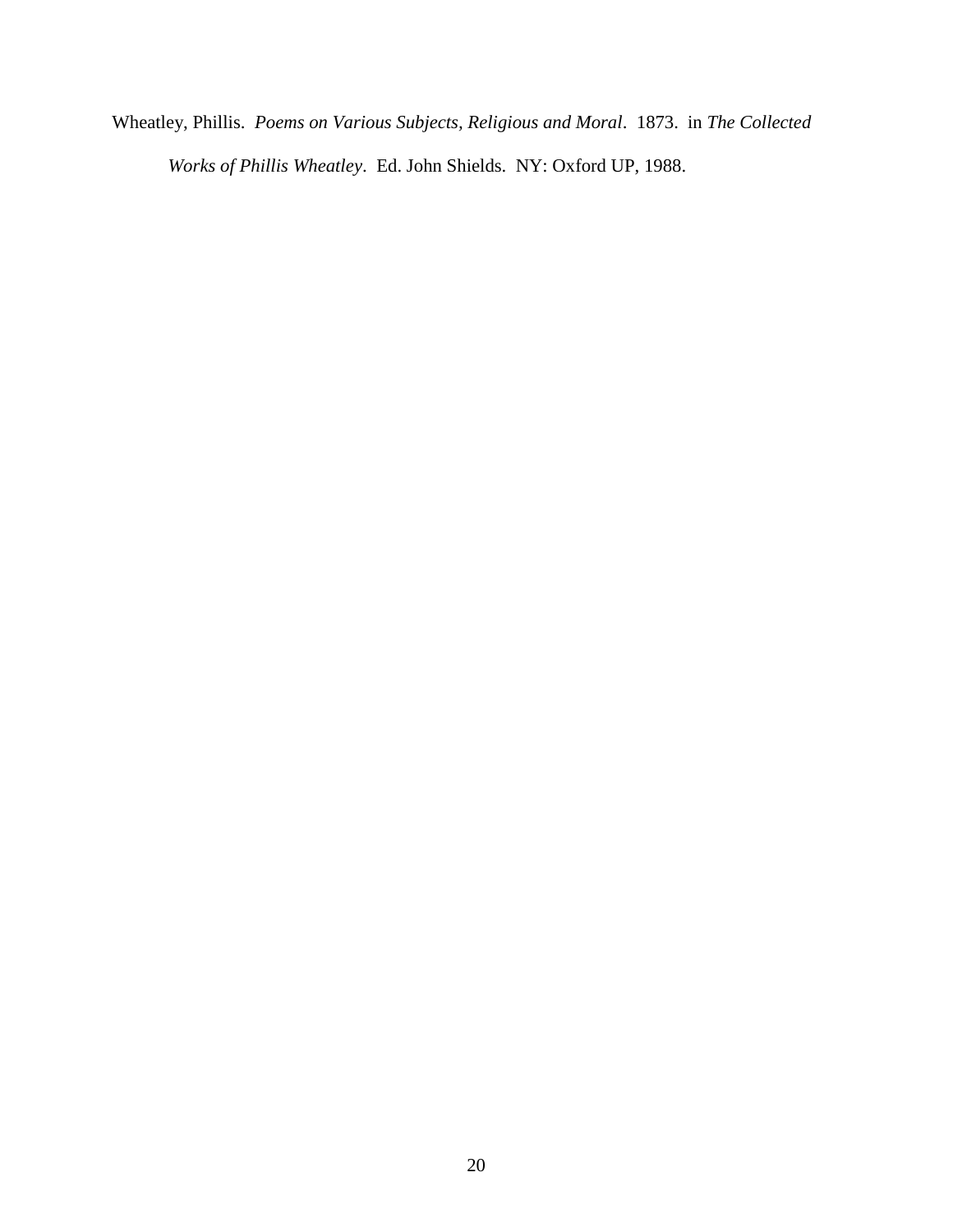Wheatley, Phillis. *Poems on Various Subjects, Religious and Moral*. 1873. in *The Collected Works of Phillis Wheatley*. Ed. John Shields. NY: Oxford UP, 1988.